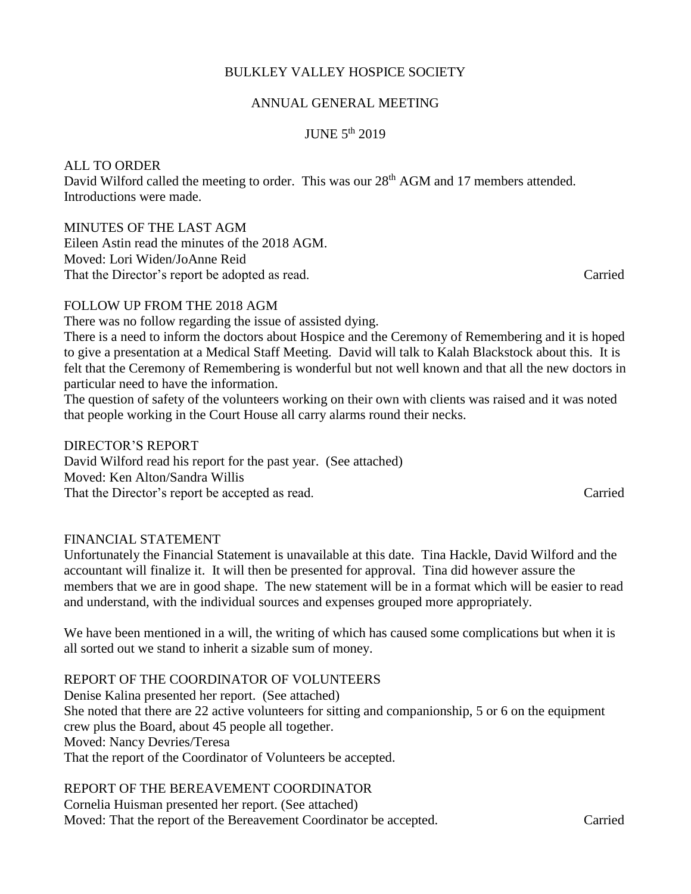BULKLEY VALLEY HOSPICE SOCIETY

ANNUAL GENERAL MEETING

JUNE 5th 2019

ALL TO ORDER

David Wilford called the meeting to order. This was our 28th AGM and 17 members attended. Introductions were made.

MINUTES OF THE LAST AGM

Eileen Astin read the minutes of the 2018 AGM.
Moved: Lori Widen/JoAnne Reid
That the Director's report be adopted as read. Carried

FOLLOW UP FROM THE 2018 AGM

There was no follow regarding the issue of assisted dying.
There is a need to inform the doctors about Hospice and the Ceremony of Remembering and it is hoped to give a presentation at a Medical Staff Meeting. David will talk to Kalah Blackstock about this. It is felt that the Ceremony of Remembering is wonderful but not well known and that all the new doctors in particular need to have the information.
The question of safety of the volunteers working on their own with clients was raised and it was noted that people working in the Court House all carry alarms round their necks.

DIRECTOR'S REPORT

David Wilford read his report for the past year. (See attached)
Moved: Ken Alton/Sandra Willis
That the Director's report be accepted as read. Carried

FINANCIAL STATEMENT

Unfortunately the Financial Statement is unavailable at this date. Tina Hackle, David Wilford and the accountant will finalize it. It will then be presented for approval. Tina did however assure the members that we are in good shape. The new statement will be in a format which will be easier to read and understand, with the individual sources and expenses grouped more appropriately.

We have been mentioned in a will, the writing of which has caused some complications but when it is all sorted out we stand to inherit a sizable sum of money.

REPORT OF THE COORDINATOR OF VOLUNTEERS

Denise Kalina presented her report. (See attached)
She noted that there are 22 active volunteers for sitting and companionship, 5 or 6 on the equipment crew plus the Board, about 45 people all together.
Moved: Nancy Devries/Teresa
That the report of the Coordinator of Volunteers be accepted.

REPORT OF THE BEREAVEMENT COORDINATOR

Cornelia Huisman presented her report. (See attached)
Moved: That the report of the Bereavement Coordinator be accepted. Carried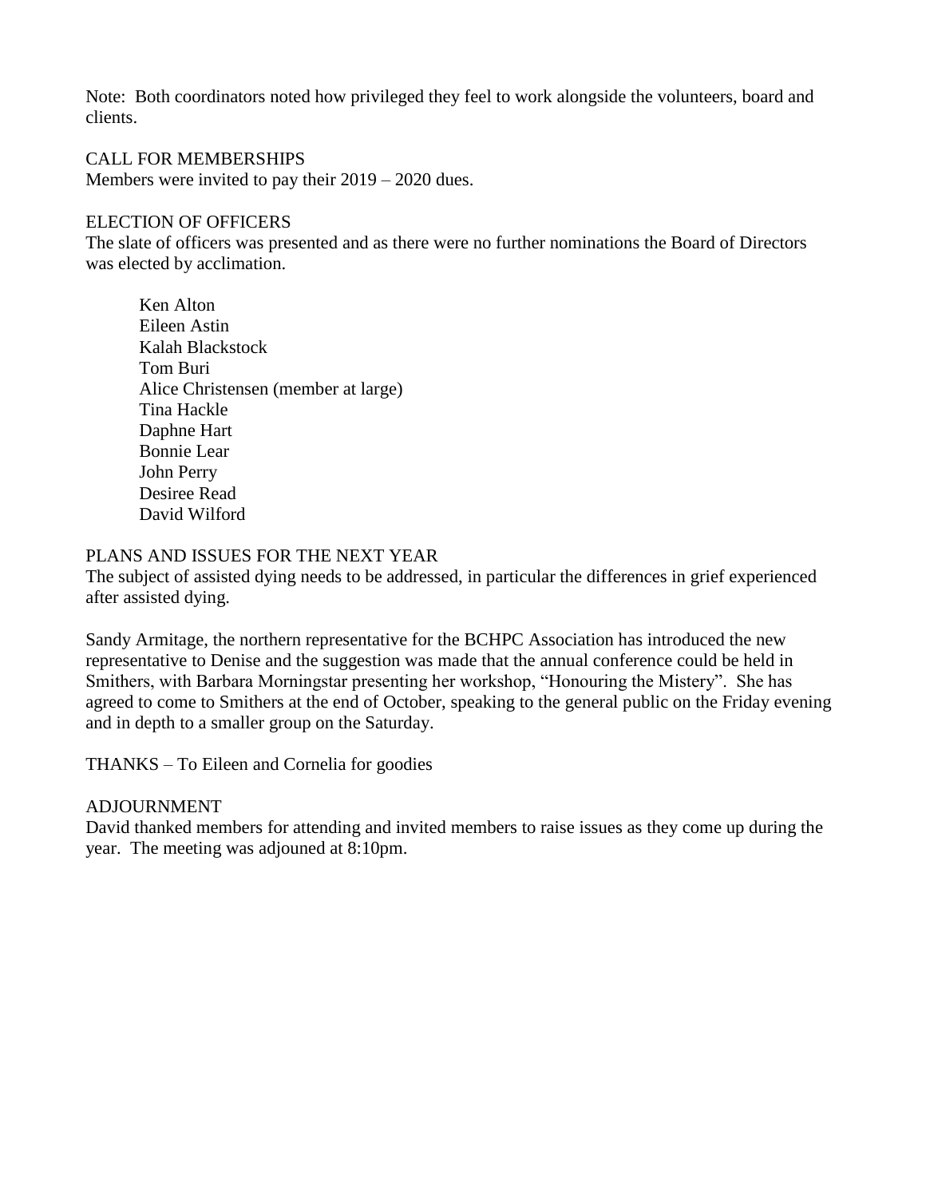Note: Both coordinators noted how privileged they feel to work alongside the volunteers, board and clients.

CALL FOR MEMBERSHIPS

Members were invited to pay their 2019 – 2020 dues.

ELECTION OF OFFICERS

The slate of officers was presented and as there were no further nominations the Board of Directors was elected by acclimation.

Ken Alton
Eileen Astin
Kalah Blackstock
Tom Buri
Alice Christensen (member at large)
Tina Hackle
Daphne Hart
Bonnie Lear
John Perry
Desiree Read
David Wilford

PLANS AND ISSUES FOR THE NEXT YEAR

The subject of assisted dying needs to be addressed, in particular the differences in grief experienced after assisted dying.

Sandy Armitage, the northern representative for the BCHPC Association has introduced the new representative to Denise and the suggestion was made that the annual conference could be held in Smithers, with Barbara Morningstar presenting her workshop, "Honouring the Mistery". She has agreed to come to Smithers at the end of October, speaking to the general public on the Friday evening and in depth to a smaller group on the Saturday.

THANKS – To Eileen and Cornelia for goodies

ADJOURNMENT

David thanked members for attending and invited members to raise issues as they come up during the year. The meeting was adjouned at 8:10pm.